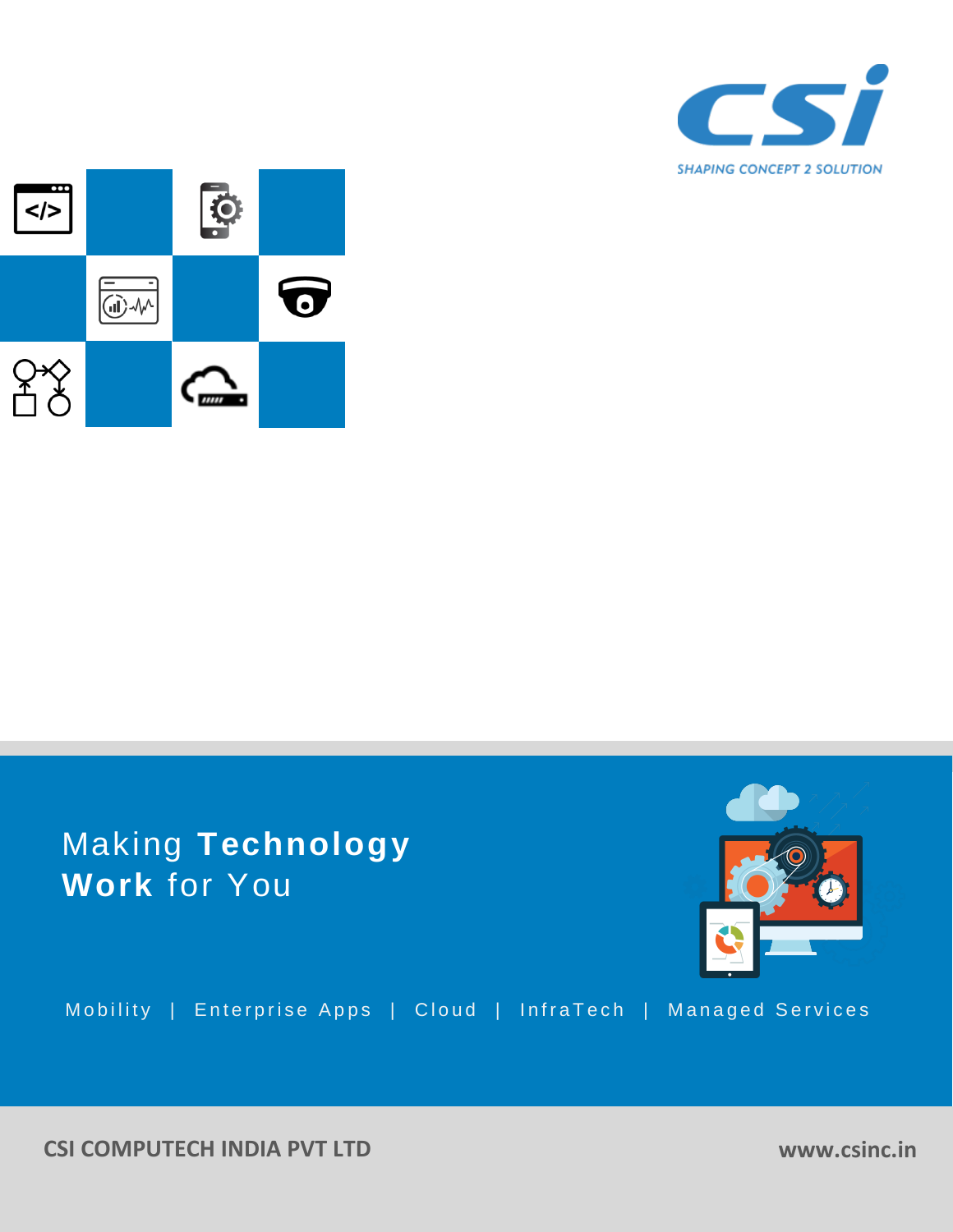CSI

SHAPING CONCEPT 2 SOLUTION

# Making **Technology Work** for You

Mobility | Enterprise Apps | Cloud | InfraTech | Managed Services

**CSI COMPUTECH INDIA PVT LTD**

**www.csinc.in**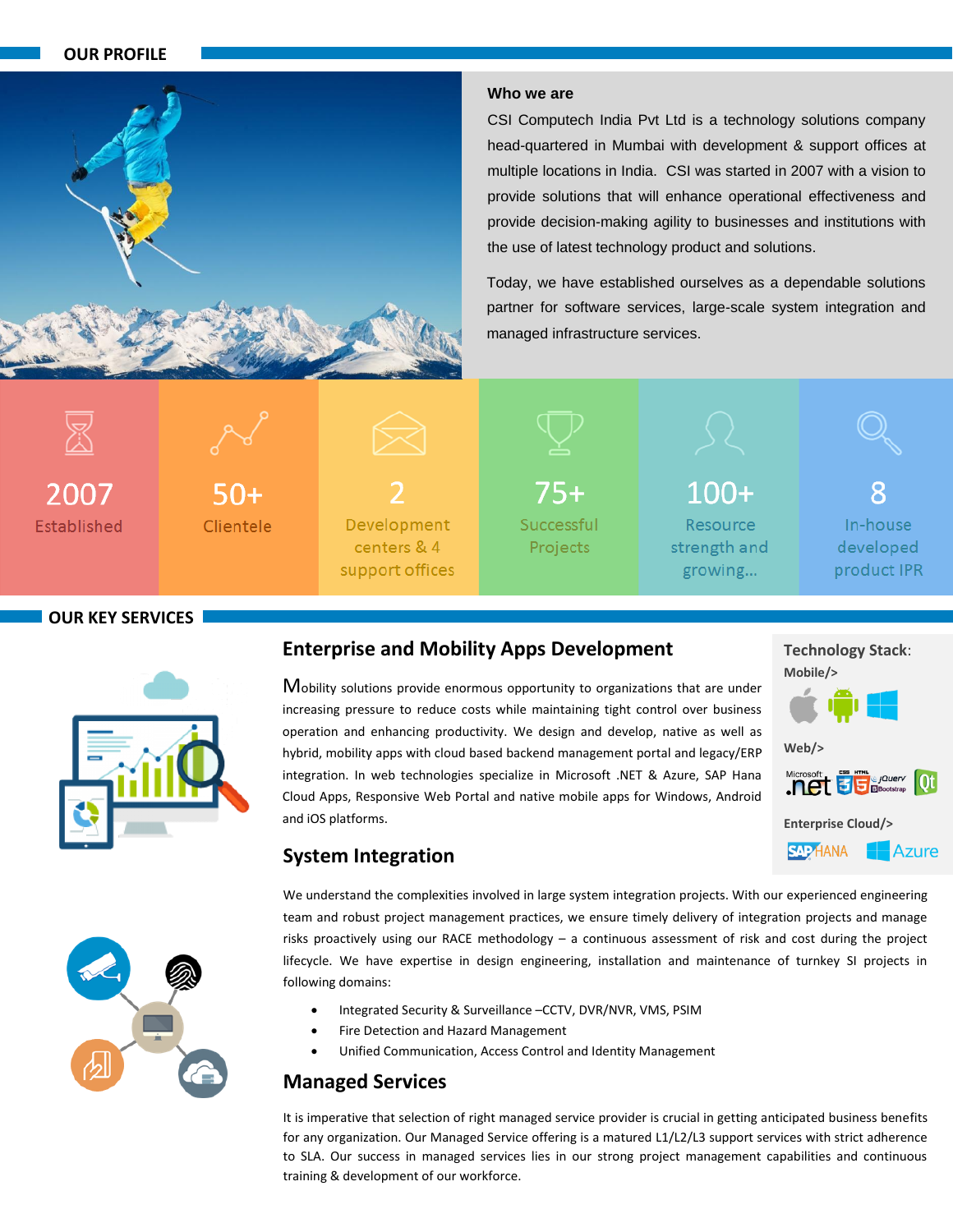## OUR PROFILE

### Who we are

CSI Computech India Pvt Ltd is a technology solutions company head-quartered in Mumbai with development & support offices at multiple locations in India. CSI was started in 2007 with a vision to provide solutions that will enhance operational effectiveness and provide decision-making agility to businesses and institutions with the use of latest technology product and solutions.

Today, we have established ourselves as a dependable solutions partner for software services, large-scale system integration and managed infrastructure services.

| 2007 | 50+ | 2 | 75+ | 100+ | 8 |
|---|---|---|---|---|---|
| Established | Clientele | Development centers & 4 support offices | Successful Projects | Resource strength and growing... | In-house developed product IPR |

## OUR KEY SERVICES

### Enterprise and Mobility Apps Development

Mobility solutions provide enormous opportunity to organizations that are under increasing pressure to reduce costs while maintaining tight control over business operation and enhancing productivity. We design and develop, native as well as hybrid, mobility apps with cloud based backend management portal and legacy/ERP integration. In web technologies specialize in Microsoft .NET & Azure, SAP Hana Cloud Apps, Responsive Web Portal and native mobile apps for Windows, Android and iOS platforms.

**Technology Stack:**

Mobile/>

Web/>

Enterprise Cloud/>

### System Integration

We understand the complexities involved in large system integration projects. With our experienced engineering team and robust project management practices, we ensure timely delivery of integration projects and manage risks proactively using our RACE methodology – a continuous assessment of risk and cost during the project lifecycle. We have expertise in design engineering, installation and maintenance of turnkey SI projects in following domains:

- Integrated Security & Surveillance –CCTV, DVR/NVR, VMS, PSIM
- Fire Detection and Hazard Management
- Unified Communication, Access Control and Identity Management

### Managed Services

It is imperative that selection of right managed service provider is crucial in getting anticipated business benefits for any organization. Our Managed Service offering is a matured L1/L2/L3 support services with strict adherence to SLA. Our success in managed services lies in our strong project management capabilities and continuous training & development of our workforce.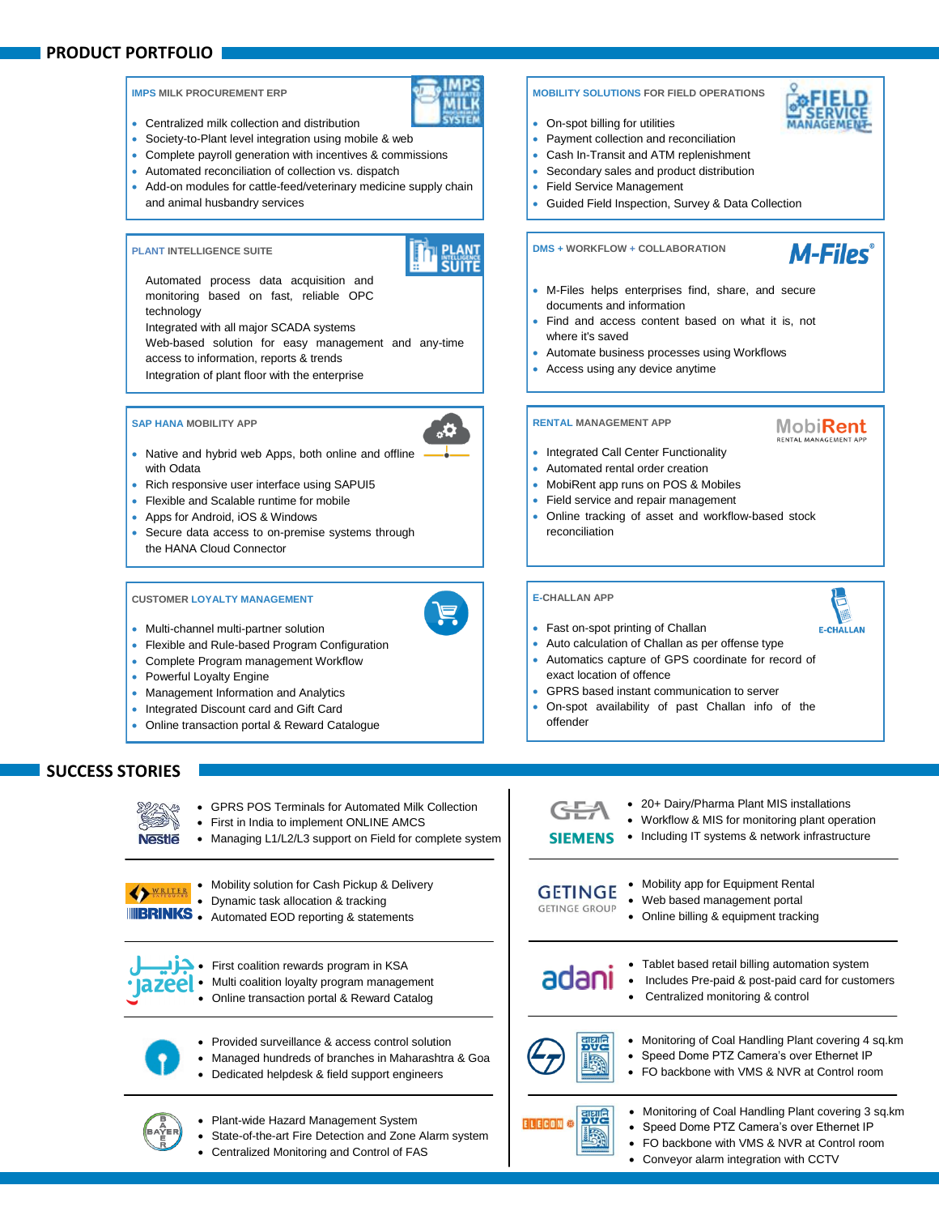## PRODUCT PORTFOLIO

### IMPS MILK PROCUREMENT ERP

- Centralized milk collection and distribution
- Society-to-Plant level integration using mobile & web
- Complete payroll generation with incentives & commissions
- Automated reconciliation of collection vs. dispatch
- Add-on modules for cattle-feed/veterinary medicine supply chain and animal husbandry services

### PLANT INTELLIGENCE SUITE

Automated process data acquisition and monitoring based on fast, reliable OPC technology
Integrated with all major SCADA systems
Web-based solution for easy management and any-time access to information, reports & trends
Integration of plant floor with the enterprise

### SAP HANA MOBILITY APP

- Native and hybrid web Apps, both online and offline with Odata
- Rich responsive user interface using SAPUI5
- Flexible and Scalable runtime for mobile
- Apps for Android, iOS & Windows
- Secure data access to on-premise systems through the HANA Cloud Connector

### CUSTOMER LOYALTY MANAGEMENT

- Multi-channel multi-partner solution
- Flexible and Rule-based Program Configuration
- Complete Program management Workflow
- Powerful Loyalty Engine
- Management Information and Analytics
- Integrated Discount card and Gift Card
- Online transaction portal & Reward Catalogue

### MOBILITY SOLUTIONS FOR FIELD OPERATIONS

- On-spot billing for utilities
- Payment collection and reconciliation
- Cash In-Transit and ATM replenishment
- Secondary sales and product distribution
- Field Service Management
- Guided Field Inspection, Survey & Data Collection

### DMS + WORKFLOW + COLLABORATION

- M-Files helps enterprises find, share, and secure documents and information
- Find and access content based on what it is, not where it's saved
- Automate business processes using Workflows
- Access using any device anytime

### RENTAL MANAGEMENT APP

- Integrated Call Center Functionality
- Automated rental order creation
- MobiRent app runs on POS & Mobiles
- Field service and repair management
- Online tracking of asset and workflow-based stock reconciliation

### E-CHALLAN APP

- Fast on-spot printing of Challan
- Auto calculation of Challan as per offense type
- Automatics capture of GPS coordinate for record of exact location of offence
- GPRS based instant communication to server
- On-spot availability of past Challan info of the offender

## SUCCESS STORIES

**Nestlé**
- GPRS POS Terminals for Automated Milk Collection
- First in India to implement ONLINE AMCS
- Managing L1/L2/L3 support on Field for complete system

**Writer / BRINKS**
- Mobility solution for Cash Pickup & Delivery
- Dynamic task allocation & tracking
- Automated EOD reporting & statements

**Jazeel**
- First coalition rewards program in KSA
- Multi coalition loyalty program management
- Online transaction portal & Reward Catalog

**SBI**
- Provided surveillance & access control solution
- Managed hundreds of branches in Maharashtra & Goa
- Dedicated helpdesk & field support engineers

**BAYER**
- Plant-wide Hazard Management System
- State-of-the-art Fire Detection and Zone Alarm system
- Centralized Monitoring and Control of FAS

**GEA / SIEMENS**
- 20+ Dairy/Pharma Plant MIS installations
- Workflow & MIS for monitoring plant operation
- Including IT systems & network infrastructure

**GETINGE GROUP**
- Mobility app for Equipment Rental
- Web based management portal
- Online billing & equipment tracking

**adani**
- Tablet based retail billing automation system
- Includes Pre-paid & post-paid card for customers
- Centralized monitoring & control

**L&T / DVC**
- Monitoring of Coal Handling Plant covering 4 sq.km
- Speed Dome PTZ Camera's over Ethernet IP
- FO backbone with VMS & NVR at Control room

**ELECON / DVC**
- Monitoring of Coal Handling Plant covering 3 sq.km
- Speed Dome PTZ Camera's over Ethernet IP
- FO backbone with VMS & NVR at Control room
- Conveyor alarm integration with CCTV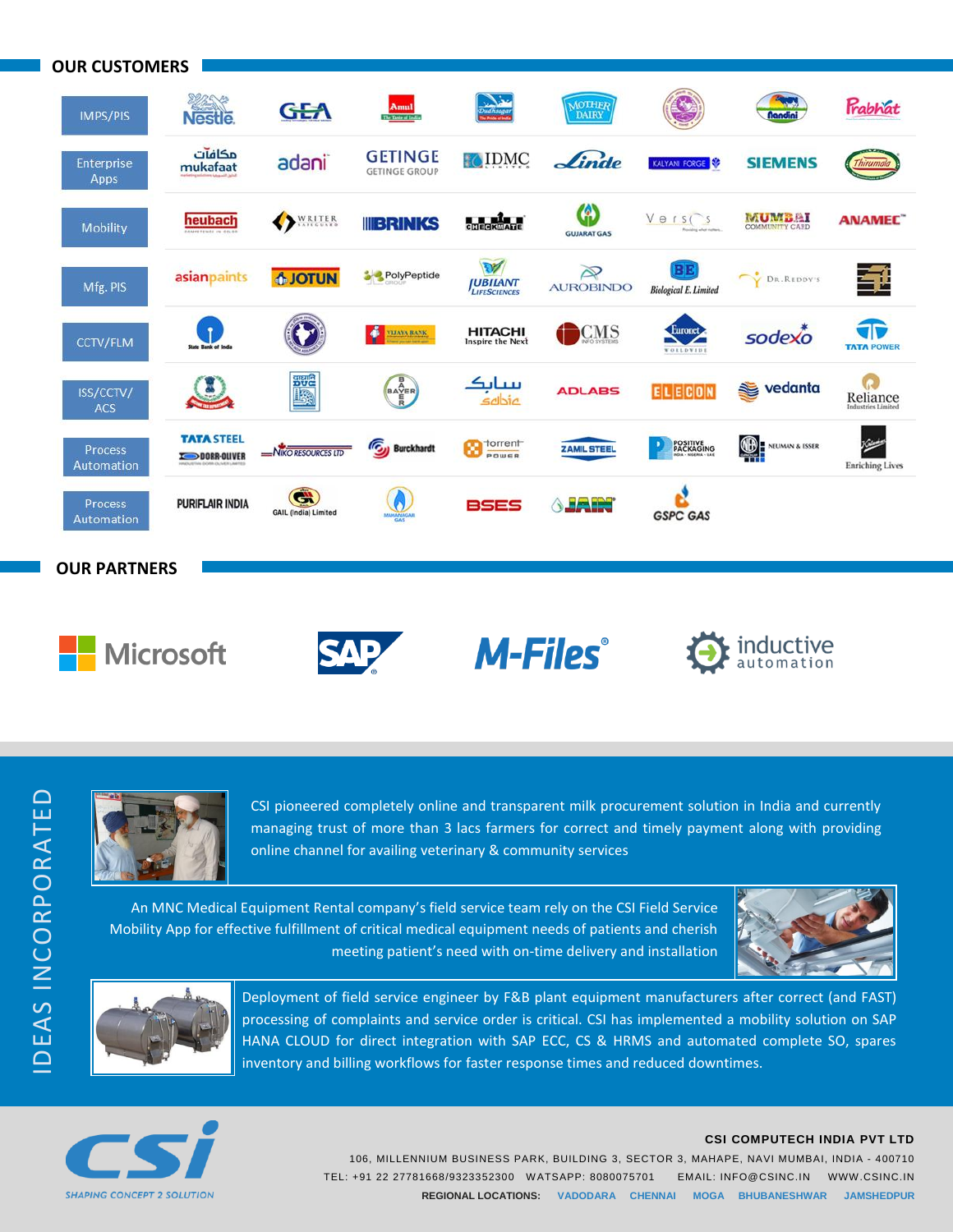## OUR CUSTOMERS

- IMPS/PIS
- Enterprise Apps
- Mobility
- Mfg. PIS
- CCTV/FLM
- ISS/CCTV/ACS
- Process Automation
- Process Automation

## OUR PARTNERS

## IDEAS INCORPORATED

CSI pioneered completely online and transparent milk procurement solution in India and currently managing trust of more than 3 lacs farmers for correct and timely payment along with providing online channel for availing veterinary & community services

An MNC Medical Equipment Rental company's field service team rely on the CSI Field Service Mobility App for effective fulfillment of critical medical equipment needs of patients and cherish meeting patient's need with on-time delivery and installation

Deployment of field service engineer by F&B plant equipment manufacturers after correct (and FAST) processing of complaints and service order is critical. CSI has implemented a mobility solution on SAP HANA CLOUD for direct integration with SAP ECC, CS & HRMS and automated complete SO, spares inventory and billing workflows for faster response times and reduced downtimes.

SHAPING CONCEPT 2 SOLUTION

**CSI COMPUTECH INDIA PVT LTD**

106, MILLENNIUM BUSINESS PARK, BUILDING 3, SECTOR 3, MAHAPE, NAVI MUMBAI, INDIA - 400710

TEL: +91 22 27781668/9323352300 WATSAPP: 8080075701 EMAIL: INFO@CSINC.IN WWW.CSINC.IN

**REGIONAL LOCATIONS:** VADODARA CHENNAI MOGA BHUBANESHWAR JAMSHEDPUR